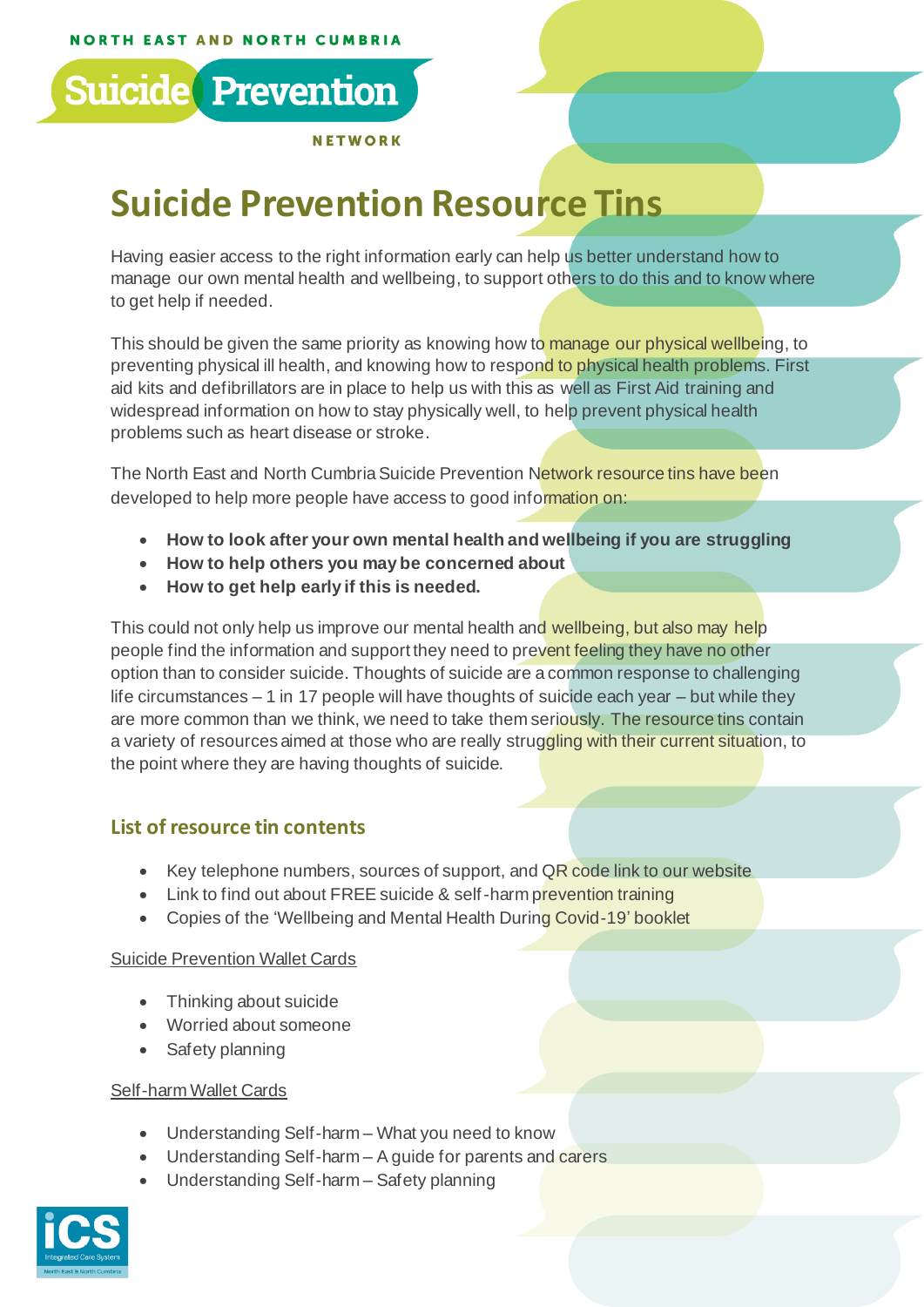NORTH EAST AND NORTH CUMBRIA

Suicide Prevention

NETWORK

# Suicide Prevention Resource Tins

Having easier access to the right information early can help us better understand how to manage our own mental health and wellbeing, to support others to do this and to know where to get help if needed.

This should be given the same priority as knowing how to manage our physical wellbeing, to preventing physical ill health, and knowing how to respond to physical health problems. First aid kits and defibrillators are in place to help us with this as well as First Aid training and widespread information on how to stay physically well, to help prevent physical health problems such as heart disease or stroke.

The North East and North Cumbria Suicide Prevention Network resource tins have been developed to help more people have access to good information on:

- **How to look after your own mental health and wellbeing if you are struggling**
- **How to help others you may be concerned about**
- **How to get help early if this is needed.**

This could not only help us improve our mental health and wellbeing, but also may help people find the information and support they need to prevent feeling they have no other option than to consider suicide. Thoughts of suicide are a common response to challenging life circumstances – 1 in 17 people will have thoughts of suicide each year – but while they are more common than we think, we need to take them seriously. The resource tins contain a variety of resources aimed at those who are really struggling with their current situation, to the point where they are having thoughts of suicide.

## List of resource tin contents

- Key telephone numbers, sources of support, and QR code link to our website
- Link to find out about FREE suicide & self-harm prevention training
- Copies of the 'Wellbeing and Mental Health During Covid-19' booklet

Suicide Prevention Wallet Cards

- Thinking about suicide
- Worried about someone
- Safety planning

Self-harm Wallet Cards

- Understanding Self-harm – What you need to know
- Understanding Self-harm – A guide for parents and carers
- Understanding Self-harm – Safety planning

ICS Integrated Care System North East & North Cumbria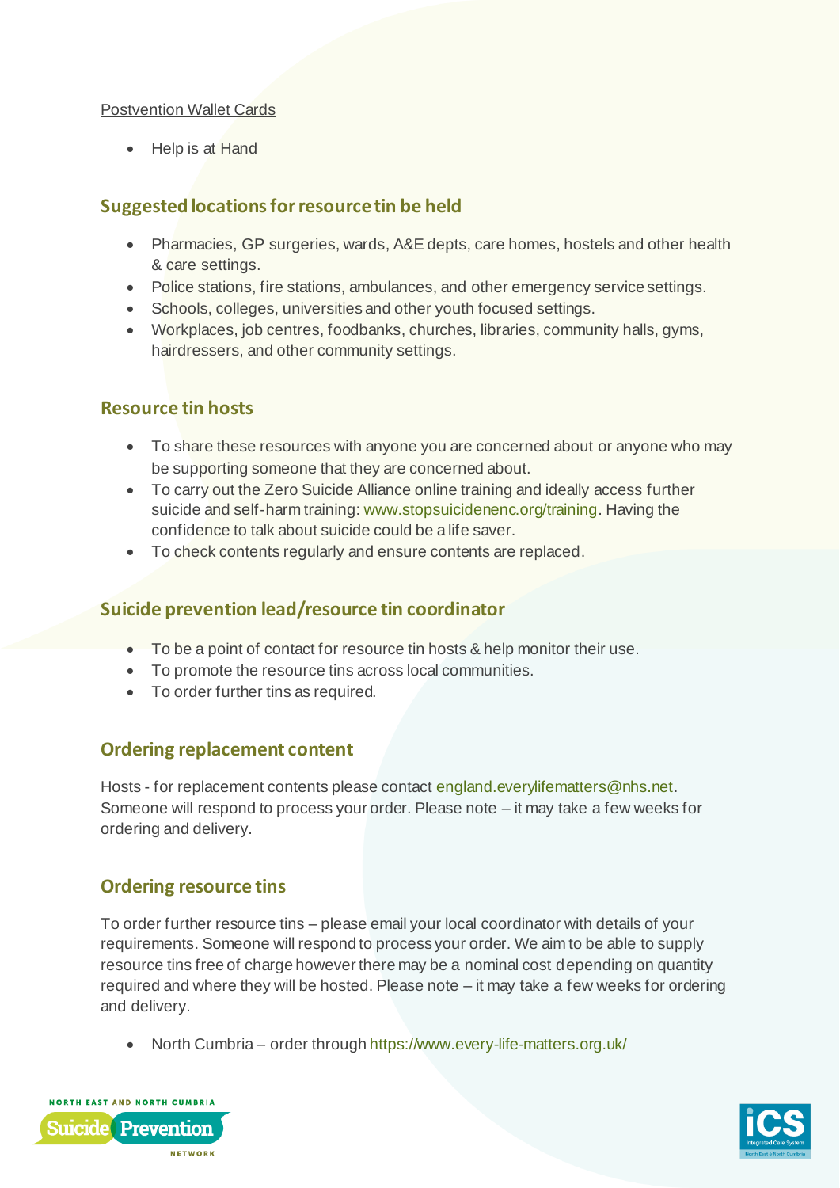Postvention Wallet Cards

- Help is at Hand

## Suggested locations for resource tin be held

- Pharmacies, GP surgeries, wards, A&E depts, care homes, hostels and other health & care settings.
- Police stations, fire stations, ambulances, and other emergency service settings.
- Schools, colleges, universities and other youth focused settings.
- Workplaces, job centres, foodbanks, churches, libraries, community halls, gyms, hairdressers, and other community settings.

## Resource tin hosts

- To share these resources with anyone you are concerned about or anyone who may be supporting someone that they are concerned about.
- To carry out the Zero Suicide Alliance online training and ideally access further suicide and self-harm training: www.stopsuicidenenc.org/training. Having the confidence to talk about suicide could be a life saver.
- To check contents regularly and ensure contents are replaced.

## Suicide prevention lead/resource tin coordinator

- To be a point of contact for resource tin hosts & help monitor their use.
- To promote the resource tins across local communities.
- To order further tins as required.

## Ordering replacement content

Hosts - for replacement contents please contact england.everylifematters@nhs.net. Someone will respond to process your order. Please note – it may take a few weeks for ordering and delivery.

## Ordering resource tins

To order further resource tins – please email your local coordinator with details of your requirements. Someone will respond to process your order. We aim to be able to supply resource tins free of charge however there may be a nominal cost depending on quantity required and where they will be hosted. Please note – it may take a few weeks for ordering and delivery.

- North Cumbria – order through https://www.every-life-matters.org.uk/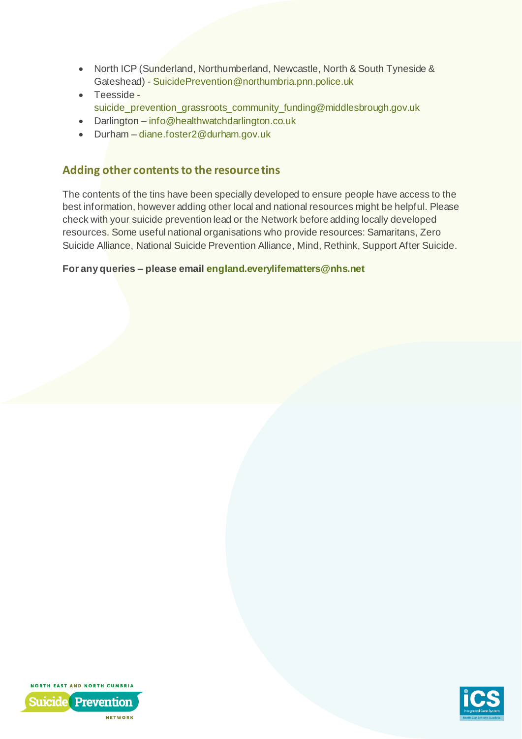- North ICP (Sunderland, Northumberland, Newcastle, North & South Tyneside & Gateshead) - SuicidePrevention@northumbria.pnn.police.uk
- Teesside - suicide_prevention_grassroots_community_funding@middlesbrough.gov.uk
- Darlington – info@healthwatchdarlington.co.uk
- Durham – diane.foster2@durham.gov.uk

## Adding other contents to the resource tins

The contents of the tins have been specially developed to ensure people have access to the best information, however adding other local and national resources might be helpful. Please check with your suicide prevention lead or the Network before adding locally developed resources. Some useful national organisations who provide resources: Samaritans, Zero Suicide Alliance, National Suicide Prevention Alliance, Mind, Rethink, Support After Suicide.

**For any queries – please email england.everylifematters@nhs.net**